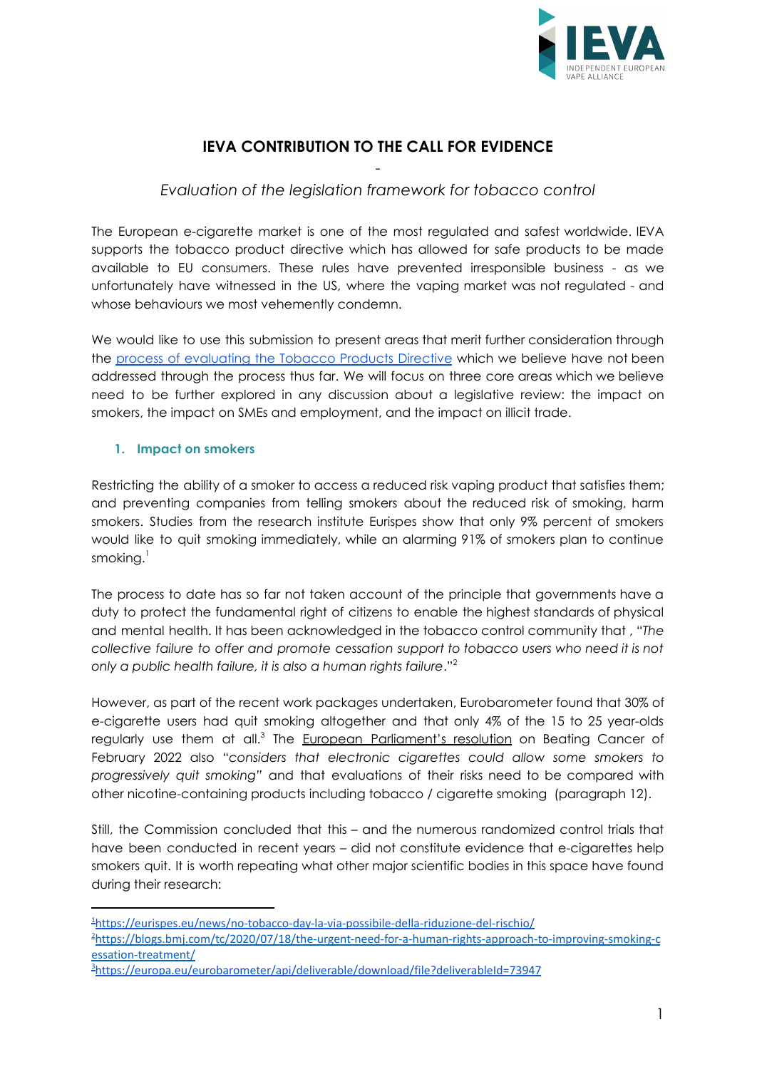# IEVA CONTRIBUTION TO THE CALL FOR EVIDENCE

-

*Evaluation of the legislation framework for tobacco control*

The European e-cigarette market is one of the most regulated and safest worldwide. IEVA supports the tobacco product directive which has allowed for safe products to be made available to EU consumers. These rules have prevented irresponsible business - as we unfortunately have witnessed in the US, where the vaping market was not regulated - and whose behaviours we most vehemently condemn.

We would like to use this submission to present areas that merit further consideration through the process of evaluating the Tobacco Products Directive which we believe have not been addressed through the process thus far. We will focus on three core areas which we believe need to be further explored in any discussion about a legislative review: the impact on smokers, the impact on SMEs and employment, and the impact on illicit trade.

## 1. Impact on smokers

Restricting the ability of a smoker to access a reduced risk vaping product that satisfies them; and preventing companies from telling smokers about the reduced risk of smoking, harm smokers. Studies from the research institute Eurispes show that only 9% percent of smokers would like to quit smoking immediately, while an alarming 91% of smokers plan to continue smoking.[1]

The process to date has so far not taken account of the principle that governments have a duty to protect the fundamental right of citizens to enable the highest standards of physical and mental health. It has been acknowledged in the tobacco control community that , "*The collective failure to offer and promote cessation support to tobacco users who need it is not only a public health failure, it is also a human rights failure*."[2]

However, as part of the recent work packages undertaken, Eurobarometer found that 30% of e-cigarette users had quit smoking altogether and that only 4% of the 15 to 25 year-olds regularly use them at all.[3] The European Parliament's resolution on Beating Cancer of February 2022 also "*considers that electronic cigarettes could allow some smokers to progressively quit smoking"* and that evaluations of their risks need to be compared with other nicotine-containing products including tobacco / cigarette smoking (paragraph 12).

Still, the Commission concluded that this – and the numerous randomized control trials that have been conducted in recent years – did not constitute evidence that e-cigarettes help smokers quit. It is worth repeating what other major scientific bodies in this space have found during their research:

---

[1] https://eurispes.eu/news/no-tobacco-day-la-via-possibile-della-riduzione-del-rischio/

[2] https://blogs.bmj.com/tc/2020/07/18/the-urgent-need-for-a-human-rights-approach-to-improving-smoking-cessation-treatment/

[3] https://europa.eu/eurobarometer/api/deliverable/download/file?deliverableId=73947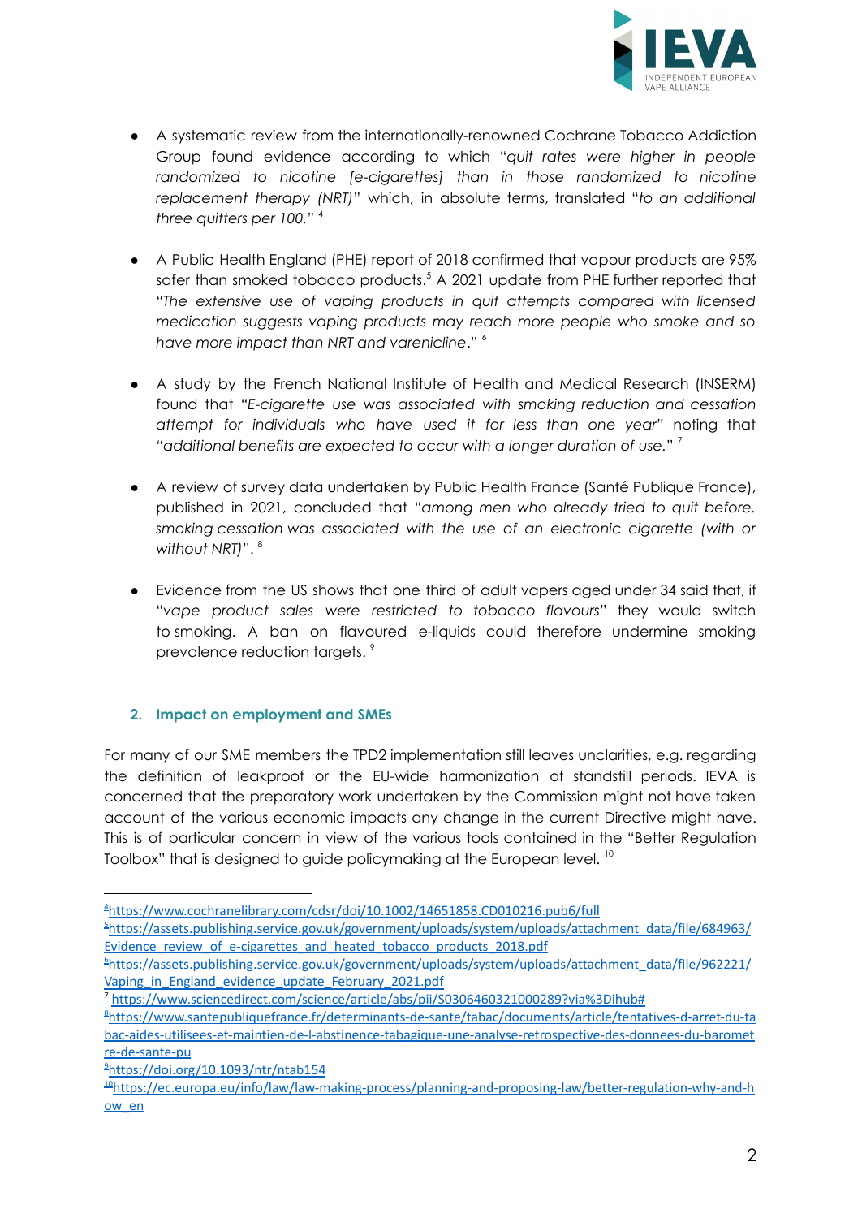- A systematic review from the internationally-renowned Cochrane Tobacco Addiction Group found evidence according to which "*quit rates were higher in people randomized to nicotine [e-cigarettes] than in those randomized to nicotine replacement therapy (NRT)*" which, in absolute terms, translated "*to an additional three quitters per 100.*" [4]

- A Public Health England (PHE) report of 2018 confirmed that vapour products are 95% safer than smoked tobacco products.[5] A 2021 update from PHE further reported that "*The extensive use of vaping products in quit attempts compared with licensed medication suggests vaping products may reach more people who smoke and so have more impact than NRT and varenicline*." [6]

- A study by the French National Institute of Health and Medical Research (INSERM) found that "*E-cigarette use was associated with smoking reduction and cessation attempt for individuals who have used it for less than one year*" noting that "*additional benefits are expected to occur with a longer duration of use.*" [7]

- A review of survey data undertaken by Public Health France (Santé Publique France), published in 2021, concluded that "*among men who already tried to quit before, smoking cessation was associated with the use of an electronic cigarette (with or without NRT)*". [8]

- Evidence from the US shows that one third of adult vapers aged under 34 said that, if "*vape product sales were restricted to tobacco flavours*" they would switch to smoking. A ban on flavoured e-liquids could therefore undermine smoking prevalence reduction targets. [9]

## 2. Impact on employment and SMEs

For many of our SME members the TPD2 implementation still leaves unclarities, e.g. regarding the definition of leakproof or the EU-wide harmonization of standstill periods. IEVA is concerned that the preparatory work undertaken by the Commission might not have taken account of the various economic impacts any change in the current Directive might have. This is of particular concern in view of the various tools contained in the "Better Regulation Toolbox" that is designed to guide policymaking at the European level. [10]

---

[4] https://www.cochranelibrary.com/cdsr/doi/10.1002/14651858.CD010216.pub6/full

[5] https://assets.publishing.service.gov.uk/government/uploads/system/uploads/attachment_data/file/684963/Evidence_review_of_e-cigarettes_and_heated_tobacco_products_2018.pdf

[6] https://assets.publishing.service.gov.uk/government/uploads/system/uploads/attachment_data/file/962221/Vaping_in_England_evidence_update_February_2021.pdf

[7] https://www.sciencedirect.com/science/article/abs/pii/S0306460321000289?via%3Dihub#

[8] https://www.santepubliquefrance.fr/determinants-de-sante/tabac/documents/article/tentatives-d-arret-du-tabac-aides-utilisees-et-maintien-de-l-abstinence-tabagique-une-analyse-retrospective-des-donnees-du-barometre-de-sante-pu

[9] https://doi.org/10.1093/ntr/ntab154

[10] https://ec.europa.eu/info/law/law-making-process/planning-and-proposing-law/better-regulation-why-and-how_en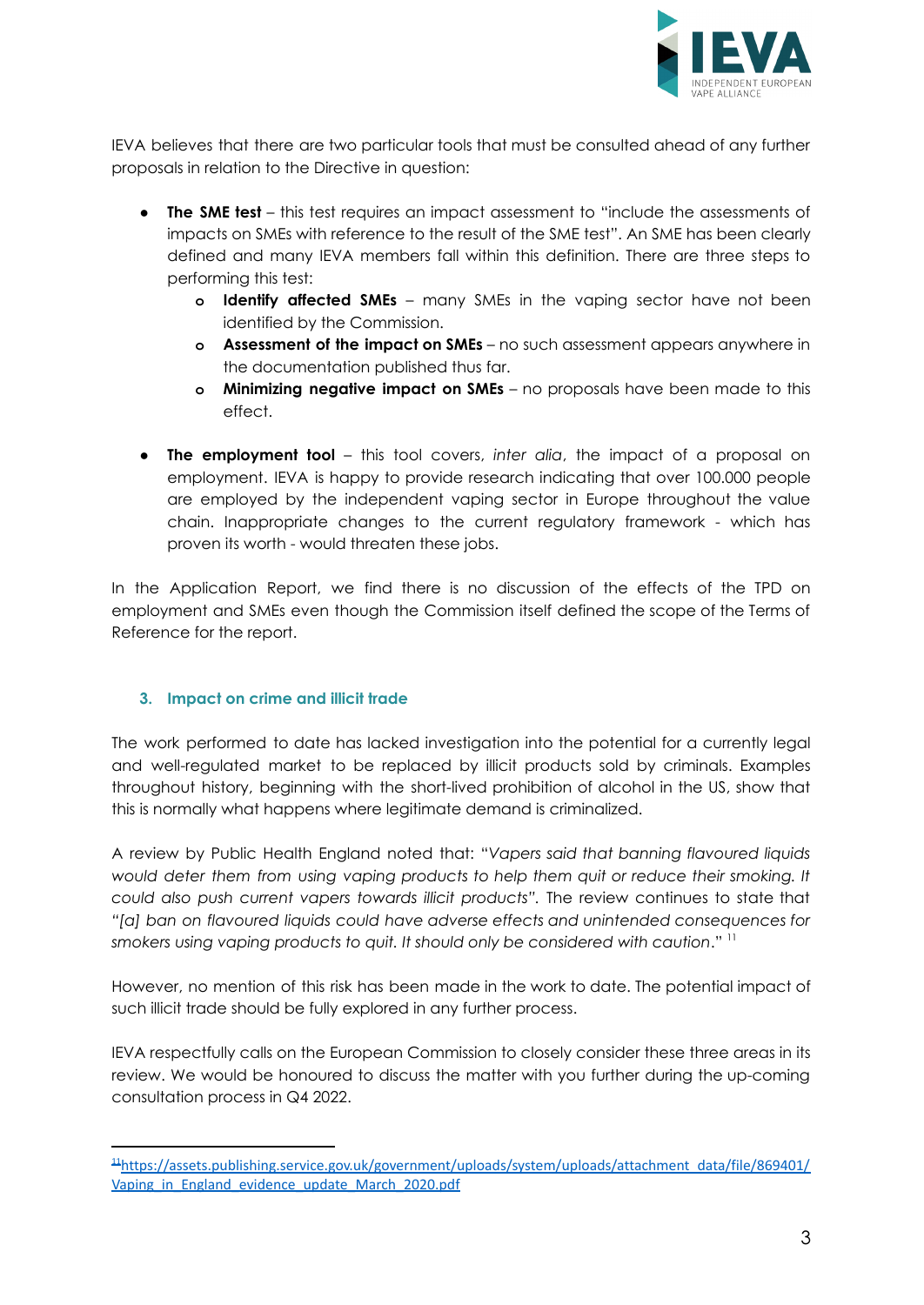IEVA believes that there are two particular tools that must be consulted ahead of any further proposals in relation to the Directive in question:

- **The SME test** – this test requires an impact assessment to "include the assessments of impacts on SMEs with reference to the result of the SME test". An SME has been clearly defined and many IEVA members fall within this definition. There are three steps to performing this test:
  - **Identify affected SMEs** – many SMEs in the vaping sector have not been identified by the Commission.
  - **Assessment of the impact on SMEs** – no such assessment appears anywhere in the documentation published thus far.
  - **Minimizing negative impact on SMEs** – no proposals have been made to this effect.
- **The employment tool** – this tool covers, *inter alia*, the impact of a proposal on employment. IEVA is happy to provide research indicating that over 100.000 people are employed by the independent vaping sector in Europe throughout the value chain. Inappropriate changes to the current regulatory framework - which has proven its worth - would threaten these jobs.

In the Application Report, we find there is no discussion of the effects of the TPD on employment and SMEs even though the Commission itself defined the scope of the Terms of Reference for the report.

### 3. Impact on crime and illicit trade

The work performed to date has lacked investigation into the potential for a currently legal and well-regulated market to be replaced by illicit products sold by criminals. Examples throughout history, beginning with the short-lived prohibition of alcohol in the US, show that this is normally what happens where legitimate demand is criminalized.

A review by Public Health England noted that: "*Vapers said that banning flavoured liquids would deter them from using vaping products to help them quit or reduce their smoking. It could also push current vapers towards illicit products*". The review continues to state that "*[a] ban on flavoured liquids could have adverse effects and unintended consequences for smokers using vaping products to quit. It should only be considered with caution*." [11]

However, no mention of this risk has been made in the work to date. The potential impact of such illicit trade should be fully explored in any further process.

IEVA respectfully calls on the European Commission to closely consider these three areas in its review. We would be honoured to discuss the matter with you further during the up-coming consultation process in Q4 2022.

---

[11] https://assets.publishing.service.gov.uk/government/uploads/system/uploads/attachment_data/file/869401/Vaping_in_England_evidence_update_March_2020.pdf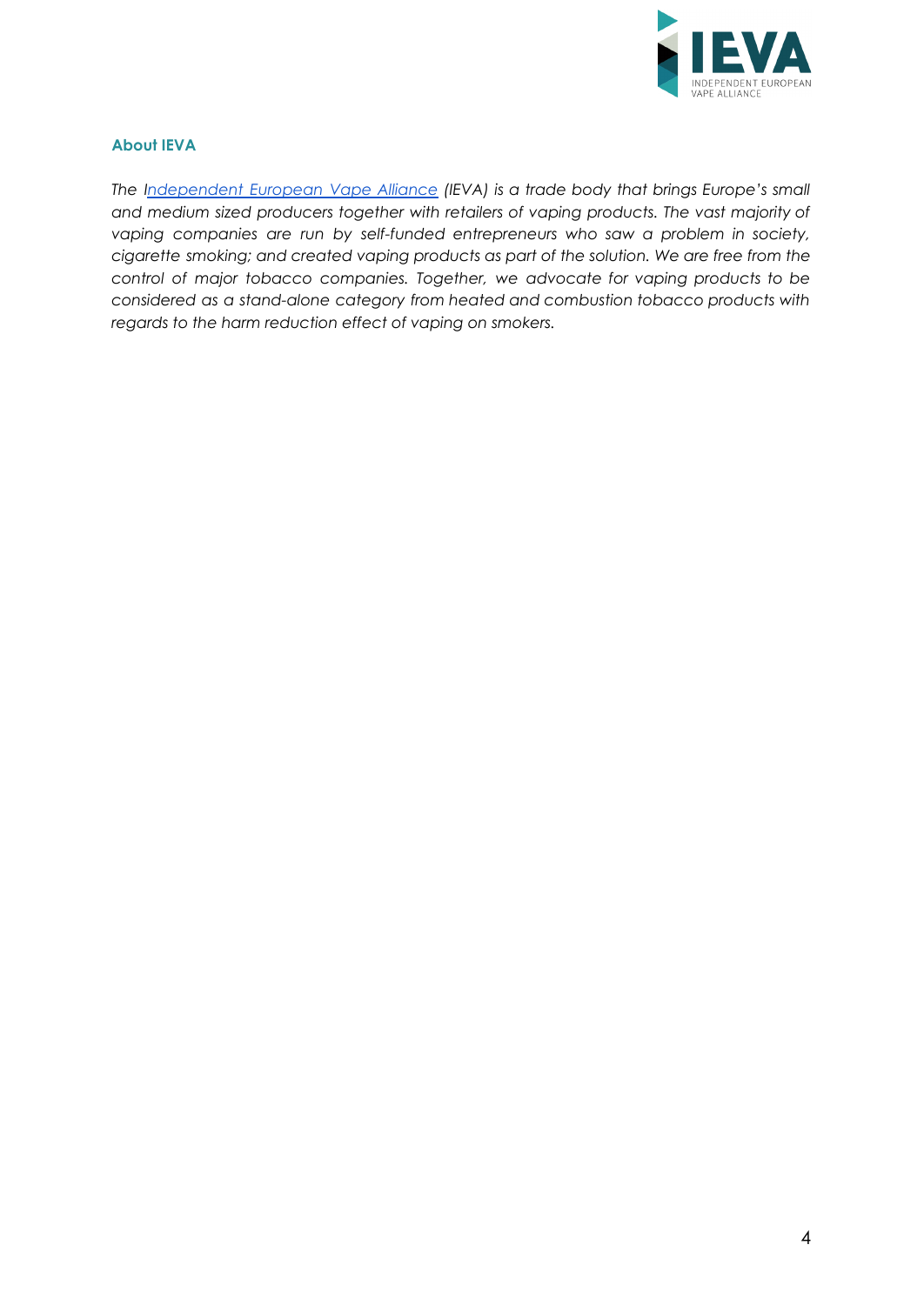### About IEVA

*The Independent European Vape Alliance (IEVA) is a trade body that brings Europe's small and medium sized producers together with retailers of vaping products. The vast majority of vaping companies are run by self-funded entrepreneurs who saw a problem in society, cigarette smoking; and created vaping products as part of the solution. We are free from the control of major tobacco companies. Together, we advocate for vaping products to be considered as a stand-alone category from heated and combustion tobacco products with regards to the harm reduction effect of vaping on smokers.*